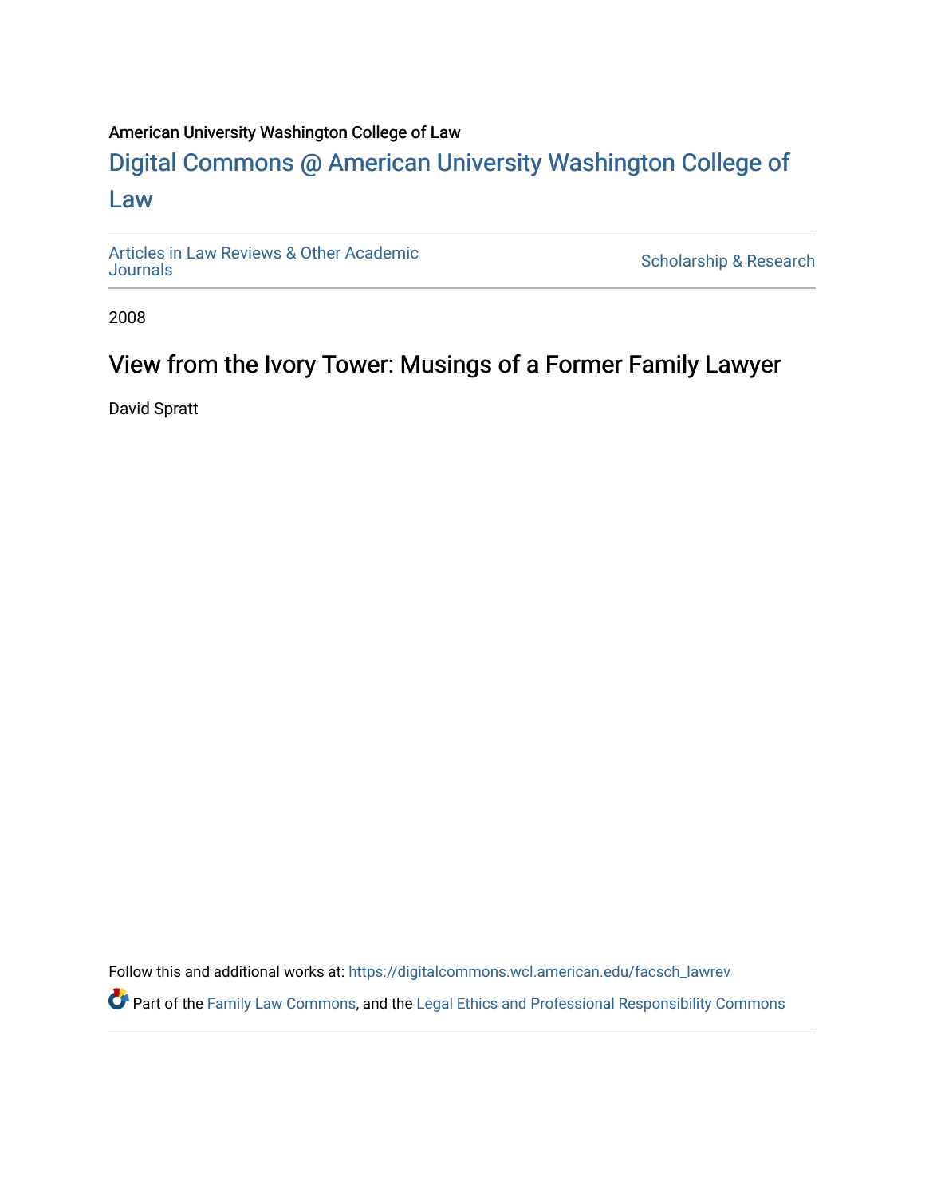American University Washington College of Law

# Digital Commons @ American University Washington College of Law

Articles in Law Reviews & Other Academic Journals

Scholarship & Research

2008

## View from the Ivory Tower: Musings of a Former Family Lawyer

David Spratt

Follow this and additional works at: https://digitalcommons.wcl.american.edu/facsch_lawrev

Part of the Family Law Commons, and the Legal Ethics and Professional Responsibility Commons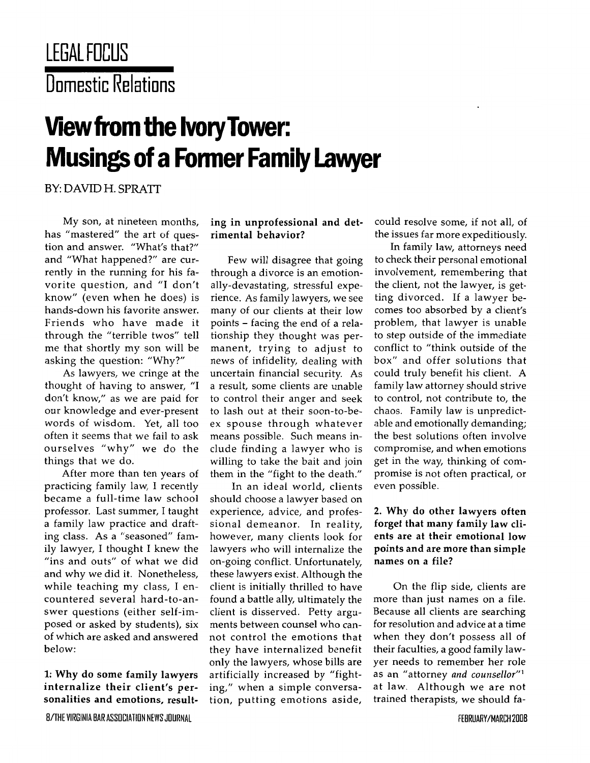# LEGAL FOCUS

## Domestic Relations

# View from the Ivory Tower: Musings of a Former Family Lawyer

BY: DAVID H. SPRATT

My son, at nineteen months, has "mastered" the art of question and answer. "What's that?" and "What happened?" are currently in the running for his favorite question, and "I don't know" (even when he does) is hands-down his favorite answer. Friends who have made it through the "terrible twos" tell me that shortly my son will be asking the question: "Why?"

As lawyers, we cringe at the thought of having to answer, "I don't know," as we are paid for our knowledge and ever-present words of wisdom. Yet, all too often it seems that we fail to ask ourselves "why" we do the things that we do.

After more than ten years of practicing family law, I recently became a full-time law school professor. Last summer, I taught a family law practice and drafting class. As a "seasoned" family lawyer, I thought I knew the "ins and outs" of what we did and why we did it. Nonetheless, while teaching my class, I encountered several hard-to-answer questions (either self-imposed or asked by students), six of which are asked and answered below:

**1: Why do some family lawyers internalize their client's personalities and emotions, resulting in unprofessional and detrimental behavior?**

Few will disagree that going through a divorce is an emotionally-devastating, stressful experience. As family lawyers, we see many of our clients at their low points – facing the end of a relationship they thought was permanent, trying to adjust to news of infidelity, dealing with uncertain financial security. As a result, some clients are unable to control their anger and seek to lash out at their soon-to-be-ex spouse through whatever means possible. Such means include finding a lawyer who is willing to take the bait and join them in the "fight to the death."

In an ideal world, clients should choose a lawyer based on experience, advice, and professional demeanor. In reality, however, many clients look for lawyers who will internalize the on-going conflict. Unfortunately, these lawyers exist. Although the client is initially thrilled to have found a battle ally, ultimately the client is disserved. Petty arguments between counsel who cannot control the emotions that they have internalized benefit only the lawyers, whose bills are artificially increased by "fighting," when a simple conversation, putting emotions aside, could resolve some, if not all, of the issues far more expeditiously.

In family law, attorneys need to check their personal emotional involvement, remembering that the client, not the lawyer, is getting divorced. If a lawyer becomes too absorbed by a client's problem, that lawyer is unable to step outside of the immediate conflict to "think outside of the box" and offer solutions that could truly benefit his client. A family law attorney should strive to control, not contribute to, the chaos. Family law is unpredictable and emotionally demanding; the best solutions often involve compromise, and when emotions get in the way, thinking of compromise is not often practical, or even possible.

**2. Why do other lawyers often forget that many family law clients are at their emotional low points and are more than simple names on a file?**

On the flip side, clients are more than just names on a file. Because all clients are searching for resolution and advice at a time when they don't possess all of their faculties, a good family lawyer needs to remember her role as an "attorney *and counsellor*"[1] at law. Although we are not trained therapists, we should fa-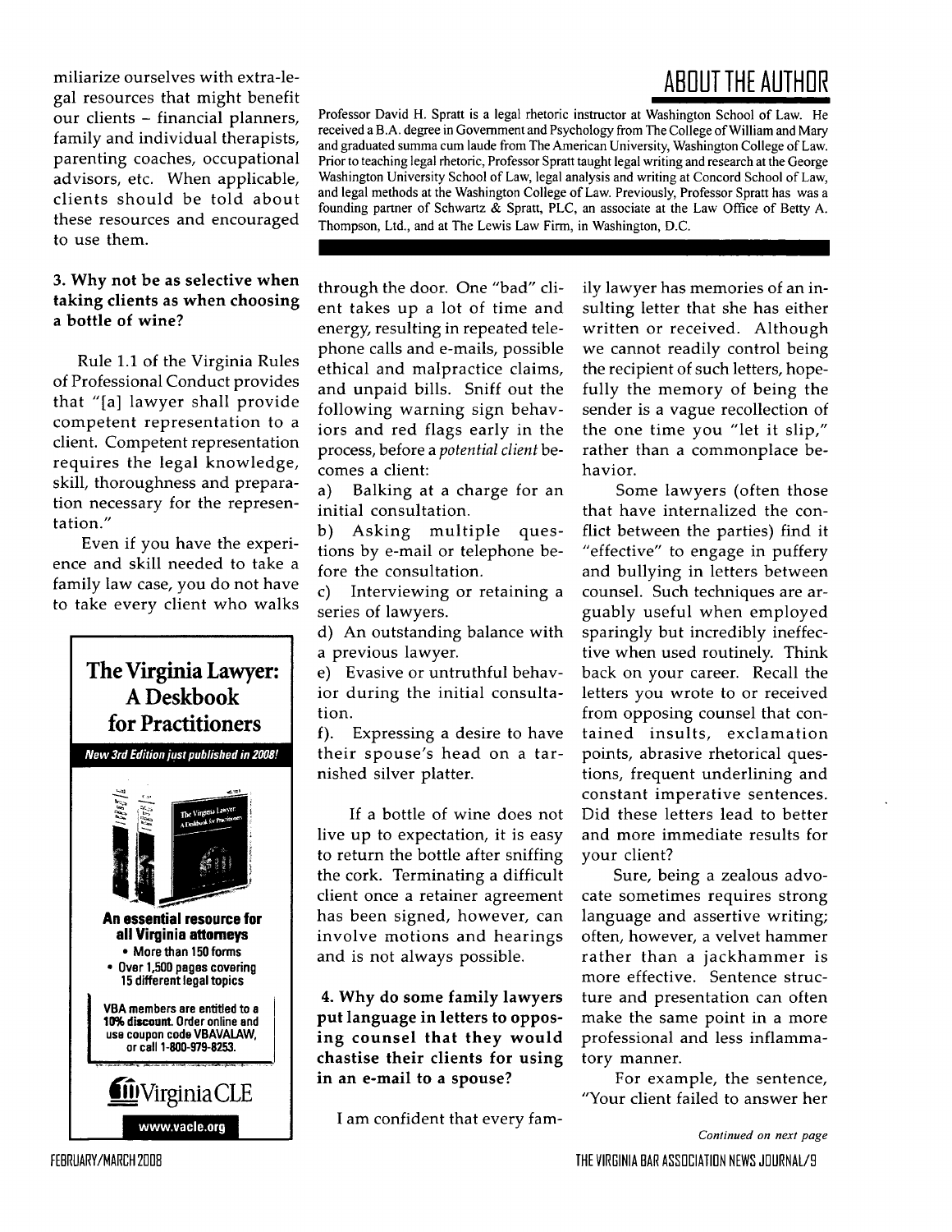miliarize ourselves with extra-legal resources that might benefit our clients – financial planners, family and individual therapists, parenting coaches, occupational advisors, etc. When applicable, clients should be told about these resources and encouraged to use them.

## ABOUT THE AUTHOR

Professor David H. Spratt is a legal rhetoric instructor at Washington School of Law. He received a B.A. degree in Government and Psychology from The College of William and Mary and graduated summa cum laude from The American University, Washington College of Law. Prior to teaching legal rhetoric, Professor Spratt taught legal writing and research at the George Washington University School of Law, legal analysis and writing at Concord School of Law, and legal methods at the Washington College of Law. Previously, Professor Spratt has was a founding partner of Schwartz & Spratt, PLC, an associate at the Law Office of Betty A. Thompson, Ltd., and at The Lewis Law Firm, in Washington, D.C.

### 3. Why not be as selective when taking clients as when choosing a bottle of wine?

Rule 1.1 of the Virginia Rules of Professional Conduct provides that "[a] lawyer shall provide competent representation to a client. Competent representation requires the legal knowledge, skill, thoroughness and preparation necessary for the representation."

Even if you have the experience and skill needed to take a family law case, you do not have to take every client who walks through the door. One "bad" client takes up a lot of time and energy, resulting in repeated telephone calls and e-mails, possible ethical and malpractice claims, and unpaid bills. Sniff out the following warning sign behaviors and red flags early in the process, before a *potential client* becomes a client:

a) Balking at a charge for an initial consultation.

b) Asking multiple questions by e-mail or telephone before the consultation.

c) Interviewing or retaining a series of lawyers.

d) An outstanding balance with a previous lawyer.

e) Evasive or untruthful behavior during the initial consultation.

f). Expressing a desire to have their spouse's head on a tarnished silver platter.

If a bottle of wine does not live up to expectation, it is easy to return the bottle after sniffing the cork. Terminating a difficult client once a retainer agreement has been signed, however, can involve motions and hearings and is not always possible.

### 4. Why do some family lawyers put language in letters to opposing counsel that they would chastise their clients for using in an e-mail to a spouse?

I am confident that every family lawyer has memories of an insulting letter that she has either written or received. Although we cannot readily control being the recipient of such letters, hopefully the memory of being the sender is a vague recollection of the one time you "let it slip," rather than a commonplace behavior.

Some lawyers (often those that have internalized the conflict between the parties) find it "effective" to engage in puffery and bullying in letters between counsel. Such techniques are arguably useful when employed sparingly but incredibly ineffective when used routinely. Think back on your career. Recall the letters you wrote to or received from opposing counsel that contained insults, exclamation points, abrasive rhetorical questions, frequent underlining and constant imperative sentences. Did these letters lead to better and more immediate results for your client?

Sure, being a zealous advocate sometimes requires strong language and assertive writing; often, however, a velvet hammer rather than a jackhammer is more effective. Sentence structure and presentation can often make the same point in a more professional and less inflammatory manner.

For example, the sentence, "Your client failed to answer her

*Continued on next page*

**The Virginia Lawyer: A Deskbook for Practitioners**

*New 3rd Edition just published in 2008!*

**An essential resource for all Virginia attorneys**

- More than 150 forms
- Over 1,500 pages covering 15 different legal topics

**VBA members are entitled to a 10% discount. Order online and use coupon code VBAVALAW, or call 1-800-979-8253.**

VirginiaCLE

www.vacle.org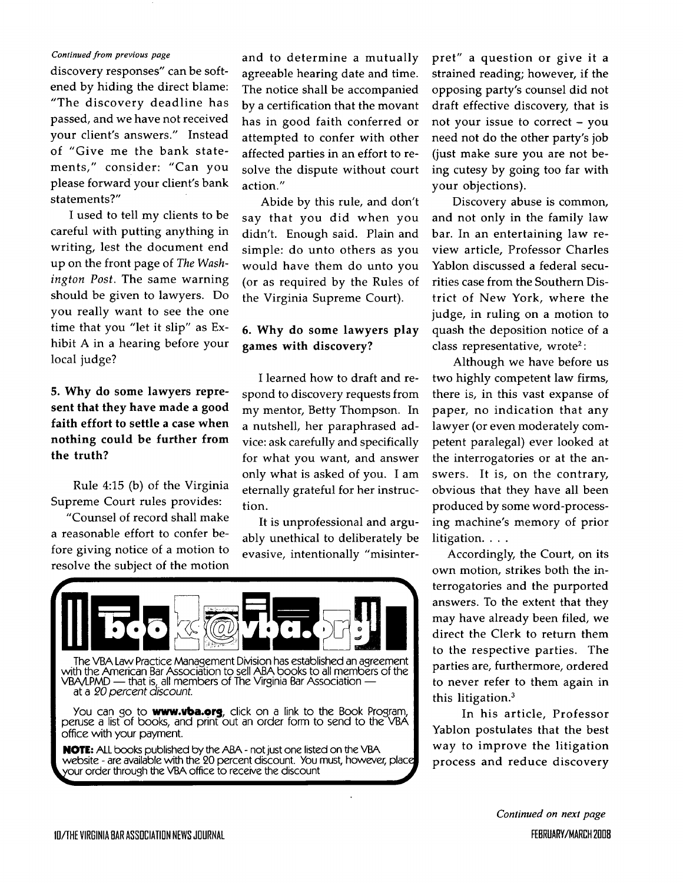*Continued from previous page*

discovery responses" can be softened by hiding the direct blame: "The discovery deadline has passed, and we have not received your client's answers." Instead of "Give me the bank statements," consider: "Can you please forward your client's bank statements?"

I used to tell my clients to be careful with putting anything in writing, lest the document end up on the front page of *The Washington Post*. The same warning should be given to lawyers. Do you really want to see the one time that you "let it slip" as Exhibit A in a hearing before your local judge?

**5. Why do some lawyers represent that they have made a good faith effort to settle a case when nothing could be further from the truth?**

Rule 4:15 (b) of the Virginia Supreme Court rules provides:

"Counsel of record shall make a reasonable effort to confer before giving notice of a motion to resolve the subject of the motion and to determine a mutually agreeable hearing date and time. The notice shall be accompanied by a certification that the movant has in good faith conferred or attempted to confer with other affected parties in an effort to resolve the dispute without court action."

Abide by this rule, and don't say that you did when you didn't. Enough said. Plain and simple: do unto others as you would have them do unto you (or as required by the Rules of the Virginia Supreme Court).

**6. Why do some lawyers play games with discovery?**

I learned how to draft and respond to discovery requests from my mentor, Betty Thompson. In a nutshell, her paraphrased advice: ask carefully and specifically for what you want, and answer only what is asked of you. I am eternally grateful for her instruction.

It is unprofessional and arguably unethical to deliberately be evasive, intentionally "misinterpret" a question or give it a strained reading; however, if the opposing party's counsel did not draft effective discovery, that is not your issue to correct – you need not do the other party's job (just make sure you are not being cutesy by going too far with your objections).

Discovery abuse is common, and not only in the family law bar. In an entertaining law review article, Professor Charles Yablon discussed a federal securities case from the Southern District of New York, where the judge, in ruling on a motion to quash the deposition notice of a class representative, wrote[2]:

> Although we have before us two highly competent law firms, there is, in this vast expanse of paper, no indication that any lawyer (or even moderately competent paralegal) ever looked at the interrogatories or at the answers. It is, on the contrary, obvious that they have all been produced by some word-processing machine's memory of prior litigation. . . .
>
> Accordingly, the Court, on its own motion, strikes both the interrogatories and the purported answers. To the extent that they may have already been filed, we direct the Clerk to return them to the respective parties. The parties are, furthermore, ordered to never refer to them again in this litigation.[3]

In his article, Professor Yablon postulates that the best way to improve the litigation process and reduce discovery

*Continued on next page*

---

**books@vba.org**

The VBA Law Practice Management Division has established an agreement with the American Bar Association to sell ABA books to all members of the VBA/LPMD — that is, all members of The Virginia Bar Association — at a *20 percent discount.*

You can go to **www.vba.org**, click on a link to the Book Program, peruse a list of books, and print out an order form to send to the VBA office with your payment.

**NOTE:** ALL books published by the ABA - not just one listed on the VBA website - are available with the 20 percent discount. You must, however, place your order through the VBA office to receive the discount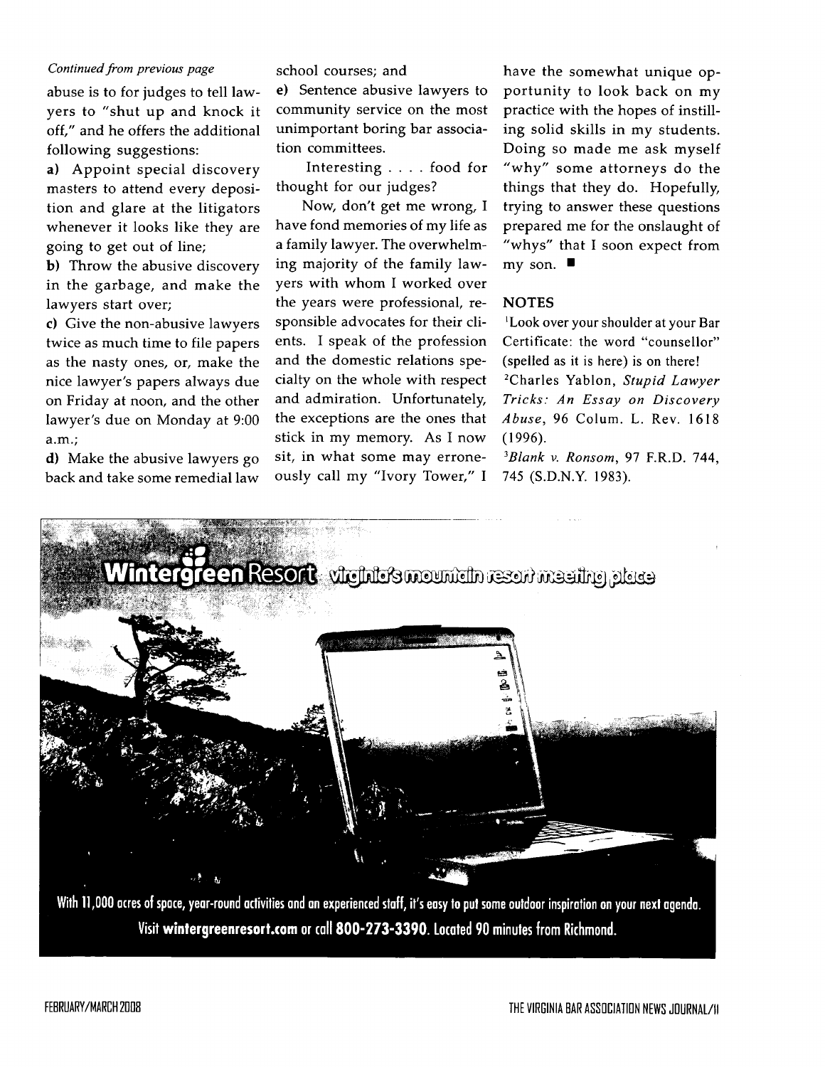*Continued from previous page*

abuse is to for judges to tell lawyers to "shut up and knock it off," and he offers the additional following suggestions:

**a)** Appoint special discovery masters to attend every deposition and glare at the litigators whenever it looks like they are going to get out of line;

**b)** Throw the abusive discovery in the garbage, and make the lawyers start over;

**c)** Give the non-abusive lawyers twice as much time to file papers as the nasty ones, or, make the nice lawyer's papers always due on Friday at noon, and the other lawyer's due on Monday at 9:00 a.m.;

**d)** Make the abusive lawyers go back and take some remedial law school courses; and

**e)** Sentence abusive lawyers to community service on the most unimportant boring bar association committees.

Interesting . . . . food for thought for our judges?

Now, don't get me wrong, I have fond memories of my life as a family lawyer. The overwhelming majority of the family lawyers with whom I worked over the years were professional, responsible advocates for their clients. I speak of the profession and the domestic relations specialty on the whole with respect and admiration. Unfortunately, the exceptions are the ones that stick in my memory. As I now sit, in what some may erroneously call my "Ivory Tower," I have the somewhat unique opportunity to look back on my practice with the hopes of instilling solid skills in my students. Doing so made me ask myself "why" some attorneys do the things that they do. Hopefully, trying to answer these questions prepared me for the onslaught of "whys" that I soon expect from my son. ■

## NOTES

[1]Look over your shoulder at your Bar Certificate: the word "counsellor" (spelled as it is here) is on there!

[2]Charles Yablon, *Stupid Lawyer Tricks: An Essay on Discovery Abuse*, 96 Colum. L. Rev. 1618 (1996).

[3]*Blank v. Ronsom*, 97 F.R.D. 744, 745 (S.D.N.Y. 1983).

Wintergreen Resort virginia's mountain resort meeting place

With 11,000 acres of space, year-round activities and an experienced staff, it's easy to put some outdoor inspiration on your next agenda. Visit **wintergreenresort.com** or call **800-273-3390**. Located 90 minutes from Richmond.